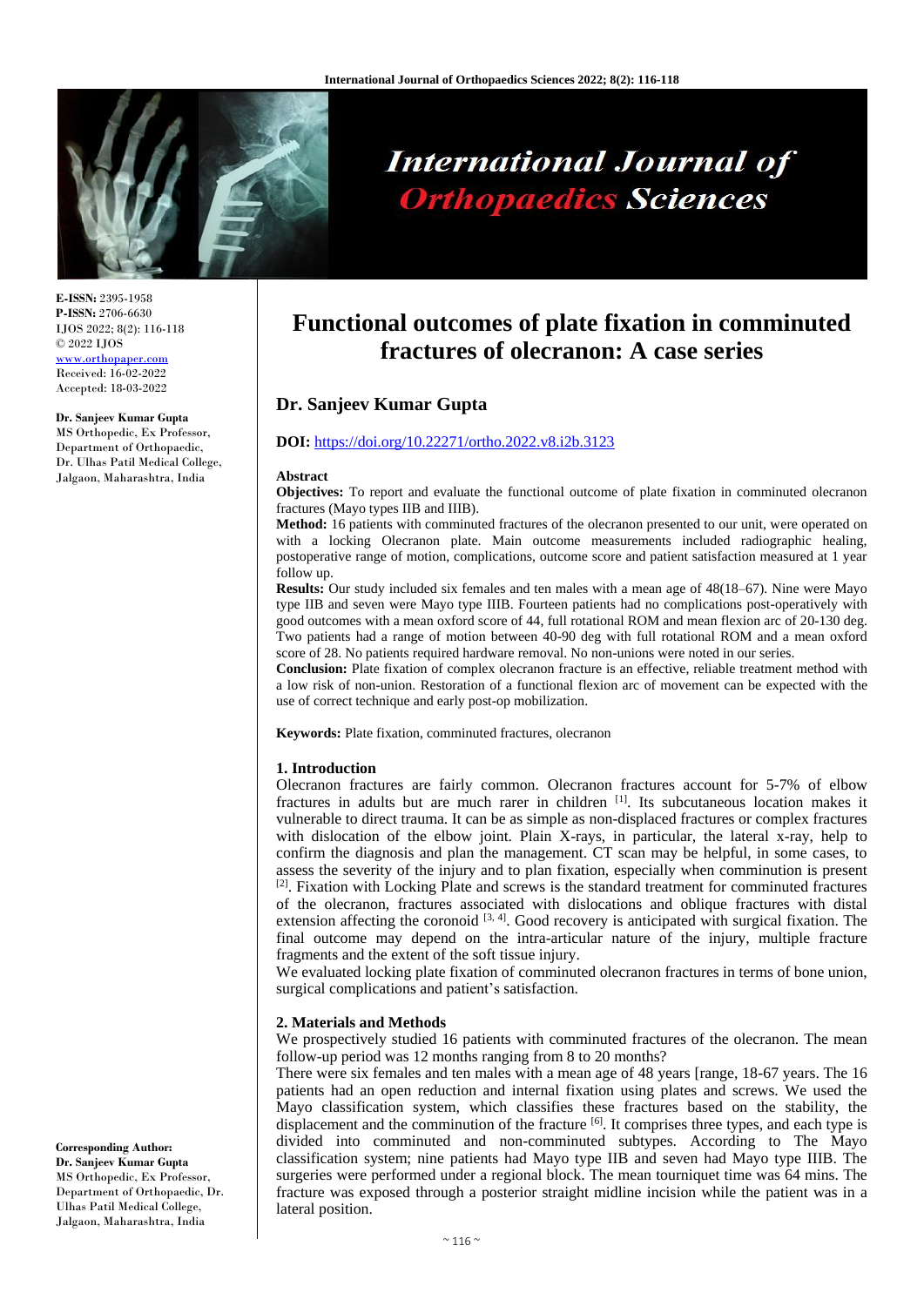**E-ISSN:** 2395-1958
**P-ISSN:** 2706-6630
IJOS 2022; 8(2): 116-118
© 2022 IJOS
www.orthopaper.com
Received: 16-02-2022
Accepted: 18-03-2022

**Dr. Sanjeev Kumar Gupta**
MS Orthopedic, Ex Professor, Department of Orthopaedic, Dr. Ulhas Patil Medical College, Jalgaon, Maharashtra, India

# Functional outcomes of plate fixation in comminuted fractures of olecranon: A case series

## Dr. Sanjeev Kumar Gupta

**DOI:** https://doi.org/10.22271/ortho.2022.v8.i2b.3123

**Abstract**

**Objectives:** To report and evaluate the functional outcome of plate fixation in comminuted olecranon fractures (Mayo types IIB and IIIB).

**Method:** 16 patients with comminuted fractures of the olecranon presented to our unit, were operated on with a locking Olecranon plate. Main outcome measurements included radiographic healing, postoperative range of motion, complications, outcome score and patient satisfaction measured at 1 year follow up.

**Results:** Our study included six females and ten males with a mean age of 48(18–67). Nine were Mayo type IIB and seven were Mayo type IIIB. Fourteen patients had no complications post-operatively with good outcomes with a mean oxford score of 44, full rotational ROM and mean flexion arc of 20-130 deg. Two patients had a range of motion between 40-90 deg with full rotational ROM and a mean oxford score of 28. No patients required hardware removal. No non-unions were noted in our series.

**Conclusion:** Plate fixation of complex olecranon fracture is an effective, reliable treatment method with a low risk of non-union. Restoration of a functional flexion arc of movement can be expected with the use of correct technique and early post-op mobilization.

**Keywords:** Plate fixation, comminuted fractures, olecranon

### 1. Introduction

Olecranon fractures are fairly common. Olecranon fractures account for 5-7% of elbow fractures in adults but are much rarer in children [1]. Its subcutaneous location makes it vulnerable to direct trauma. It can be as simple as non-displaced fractures or complex fractures with dislocation of the elbow joint. Plain X-rays, in particular, the lateral x-ray, help to confirm the diagnosis and plan the management. CT scan may be helpful, in some cases, to assess the severity of the injury and to plan fixation, especially when comminution is present [2]. Fixation with Locking Plate and screws is the standard treatment for comminuted fractures of the olecranon, fractures associated with dislocations and oblique fractures with distal extension affecting the coronoid [3, 4]. Good recovery is anticipated with surgical fixation. The final outcome may depend on the intra-articular nature of the injury, multiple fracture fragments and the extent of the soft tissue injury.

We evaluated locking plate fixation of comminuted olecranon fractures in terms of bone union, surgical complications and patient's satisfaction.

### 2. Materials and Methods

We prospectively studied 16 patients with comminuted fractures of the olecranon. The mean follow-up period was 12 months ranging from 8 to 20 months?

There were six females and ten males with a mean age of 48 years [range, 18-67 years. The 16 patients had an open reduction and internal fixation using plates and screws. We used the Mayo classification system, which classifies these fractures based on the stability, the displacement and the comminution of the fracture [6]. It comprises three types, and each type is divided into comminuted and non-comminuted subtypes. According to The Mayo classification system; nine patients had Mayo type IIB and seven had Mayo type IIIB. The surgeries were performed under a regional block. The mean tourniquet time was 64 mins. The fracture was exposed through a posterior straight midline incision while the patient was in a lateral position.

**Corresponding Author:**
**Dr. Sanjeev Kumar Gupta**
MS Orthopedic, Ex Professor, Department of Orthopaedic, Dr. Ulhas Patil Medical College, Jalgaon, Maharashtra, India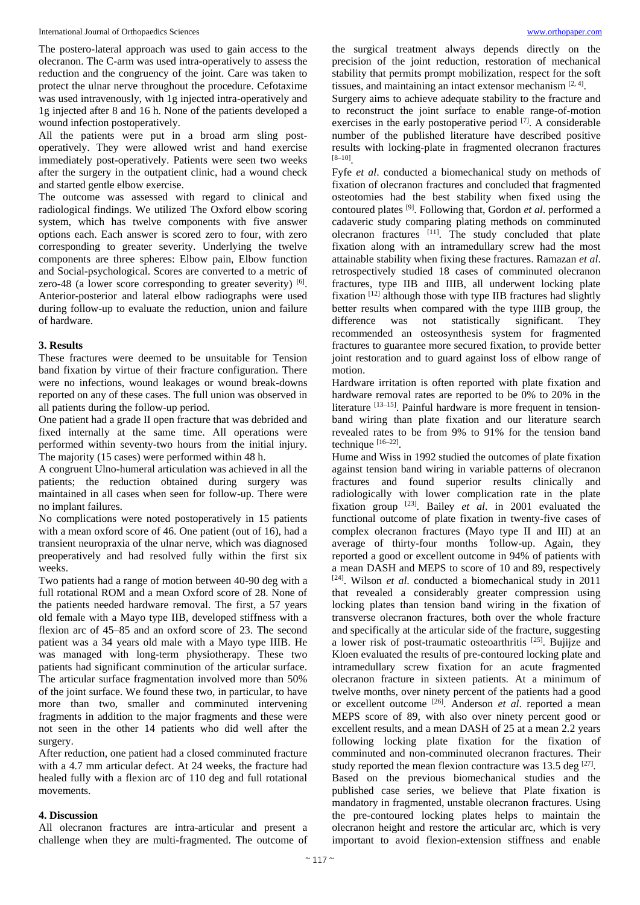The postero-lateral approach was used to gain access to the olecranon. The C-arm was used intra-operatively to assess the reduction and the congruency of the joint. Care was taken to protect the ulnar nerve throughout the procedure. Cefotaxime was used intravenously, with 1g injected intra-operatively and 1g injected after 8 and 16 h. None of the patients developed a wound infection postoperatively.

All the patients were put in a broad arm sling post-operatively. They were allowed wrist and hand exercise immediately post-operatively. Patients were seen two weeks after the surgery in the outpatient clinic, had a wound check and started gentle elbow exercise.

The outcome was assessed with regard to clinical and radiological findings. We utilized The Oxford elbow scoring system, which has twelve components with five answer options each. Each answer is scored zero to four, with zero corresponding to greater severity. Underlying the twelve components are three spheres: Elbow pain, Elbow function and Social-psychological. Scores are converted to a metric of zero-48 (a lower score corresponding to greater severity) [6]. Anterior-posterior and lateral elbow radiographs were used during follow-up to evaluate the reduction, union and failure of hardware.

## 3. Results

These fractures were deemed to be unsuitable for Tension band fixation by virtue of their fracture configuration. There were no infections, wound leakages or wound break-downs reported on any of these cases. The full union was observed in all patients during the follow-up period.

One patient had a grade II open fracture that was debrided and fixed internally at the same time. All operations were performed within seventy-two hours from the initial injury. The majority (15 cases) were performed within 48 h.

A congruent Ulno-humeral articulation was achieved in all the patients; the reduction obtained during surgery was maintained in all cases when seen for follow-up. There were no implant failures.

No complications were noted postoperatively in 15 patients with a mean oxford score of 46. One patient (out of 16), had a transient neuropraxia of the ulnar nerve, which was diagnosed preoperatively and had resolved fully within the first six weeks.

Two patients had a range of motion between 40-90 deg with a full rotational ROM and a mean Oxford score of 28. None of the patients needed hardware removal. The first, a 57 years old female with a Mayo type IIB, developed stiffness with a flexion arc of 45–85 and an oxford score of 23. The second patient was a 34 years old male with a Mayo type IIIB. He was managed with long-term physiotherapy. These two patients had significant comminution of the articular surface. The articular surface fragmentation involved more than 50% of the joint surface. We found these two, in particular, to have more than two, smaller and comminuted intervening fragments in addition to the major fragments and these were not seen in the other 14 patients who did well after the surgery.

After reduction, one patient had a closed comminuted fracture with a 4.7 mm articular defect. At 24 weeks, the fracture had healed fully with a flexion arc of 110 deg and full rotational movements.

## 4. Discussion

All olecranon fractures are intra-articular and present a challenge when they are multi-fragmented. The outcome of the surgical treatment always depends directly on the precision of the joint reduction, restoration of mechanical stability that permits prompt mobilization, respect for the soft tissues, and maintaining an intact extensor mechanism [2, 4].

Surgery aims to achieve adequate stability to the fracture and to reconstruct the joint surface to enable range-of-motion exercises in the early postoperative period [7]. A considerable number of the published literature have described positive results with locking-plate in fragmented olecranon fractures [8–10].

Fyfe *et al*. conducted a biomechanical study on methods of fixation of olecranon fractures and concluded that fragmented osteotomies had the best stability when fixed using the contoured plates [9]. Following that, Gordon *et al*. performed a cadaveric study comparing plating methods on comminuted olecranon fractures [11]. The study concluded that plate fixation along with an intramedullary screw had the most attainable stability when fixing these fractures. Ramazan *et al*. retrospectively studied 18 cases of comminuted olecranon fractures, type IIB and IIIB, all underwent locking plate fixation [12] although those with type IIB fractures had slightly better results when compared with the type IIIB group, the difference was not statistically significant. They recommended an osteosynthesis system for fragmented fractures to guarantee more secured fixation, to provide better joint restoration and to guard against loss of elbow range of motion.

Hardware irritation is often reported with plate fixation and hardware removal rates are reported to be 0% to 20% in the literature [13–15]. Painful hardware is more frequent in tension-band wiring than plate fixation and our literature search revealed rates to be from 9% to 91% for the tension band technique [16–22].

Hume and Wiss in 1992 studied the outcomes of plate fixation against tension band wiring in variable patterns of olecranon fractures and found superior results clinically and radiologically with lower complication rate in the plate fixation group [23]. Bailey *et al*. in 2001 evaluated the functional outcome of plate fixation in twenty-five cases of complex olecranon fractures (Mayo type II and III) at an average of thirty-four months 'follow-up. Again, they reported a good or excellent outcome in 94% of patients with a mean DASH and MEPS to score of 10 and 89, respectively [24]. Wilson *et al.* conducted a biomechanical study in 2011 that revealed a considerably greater compression using locking plates than tension band wiring in the fixation of transverse olecranon fractures, both over the whole fracture and specifically at the articular side of the fracture, suggesting a lower risk of post-traumatic osteoarthritis [25]. Bujijze and Kloen evaluated the results of pre-contoured locking plate and intramedullary screw fixation for an acute fragmented olecranon fracture in sixteen patients. At a minimum of twelve months, over ninety percent of the patients had a good or excellent outcome [26]. Anderson *et al*. reported a mean MEPS score of 89, with also over ninety percent good or excellent results, and a mean DASH of 25 at a mean 2.2 years following locking plate fixation for the fixation of comminuted and non-comminuted olecranon fractures. Their study reported the mean flexion contracture was 13.5 deg [27].

Based on the previous biomechanical studies and the published case series, we believe that Plate fixation is mandatory in fragmented, unstable olecranon fractures. Using the pre-contoured locking plates helps to maintain the olecranon height and restore the articular arc, which is very important to avoid flexion-extension stiffness and enable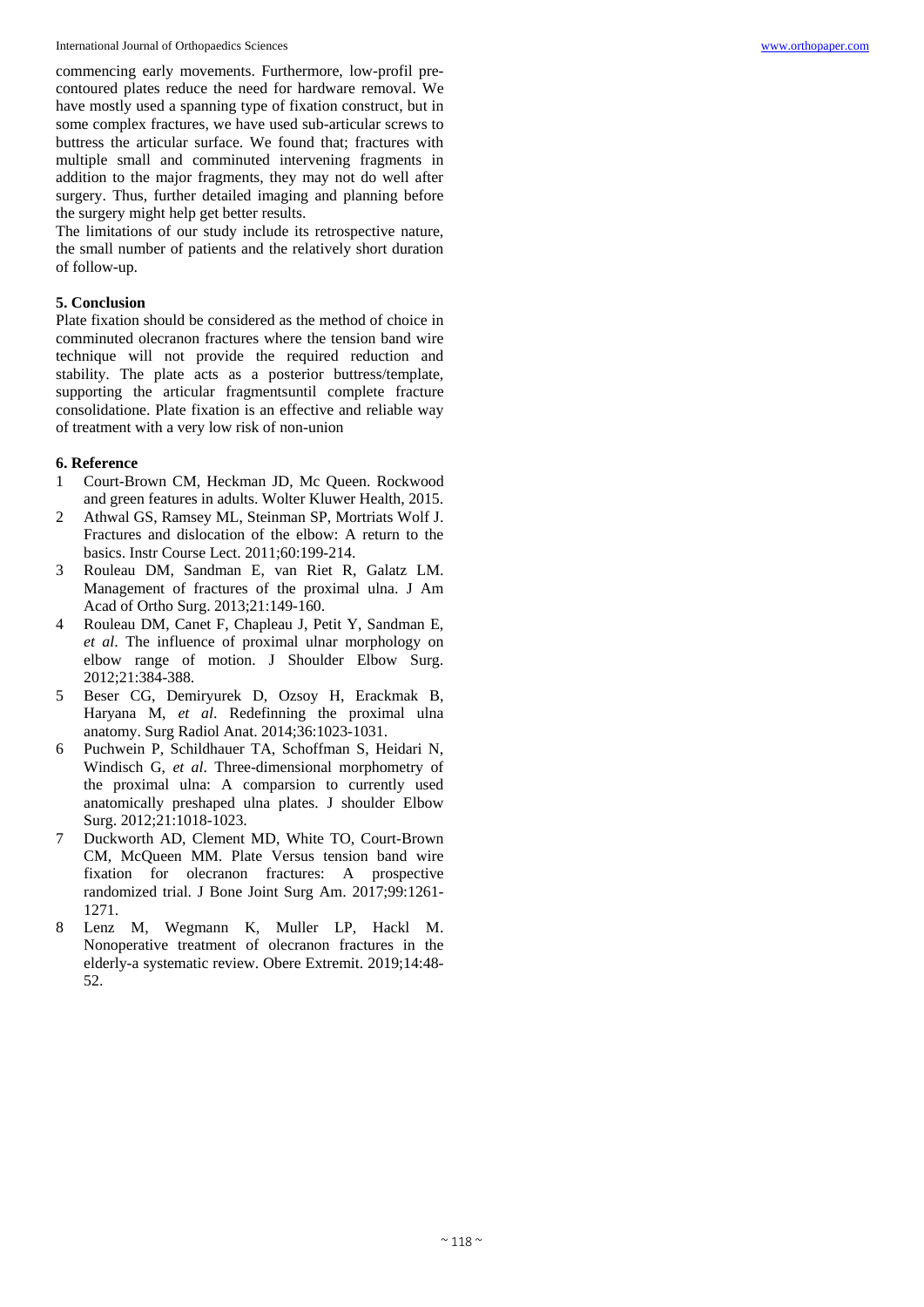commencing early movements. Furthermore, low-profil pre-contoured plates reduce the need for hardware removal. We have mostly used a spanning type of fixation construct, but in some complex fractures, we have used sub-articular screws to buttress the articular surface. We found that; fractures with multiple small and comminuted intervening fragments in addition to the major fragments, they may not do well after surgery. Thus, further detailed imaging and planning before the surgery might help get better results.

The limitations of our study include its retrospective nature, the small number of patients and the relatively short duration of follow-up.

## 5. Conclusion

Plate fixation should be considered as the method of choice in comminuted olecranon fractures where the tension band wire technique will not provide the required reduction and stability. The plate acts as a posterior buttress/template, supporting the articular fragmentsuntil complete fracture consolidatione. Plate fixation is an effective and reliable way of treatment with a very low risk of non-union

## 6. Reference

1. Court-Brown CM, Heckman JD, Mc Queen. Rockwood and green features in adults. Wolter Kluwer Health, 2015.
2. Athwal GS, Ramsey ML, Steinman SP, Mortriats Wolf J. Fractures and dislocation of the elbow: A return to the basics. Instr Course Lect. 2011;60:199-214.
3. Rouleau DM, Sandman E, van Riet R, Galatz LM. Management of fractures of the proximal ulna. J Am Acad of Ortho Surg. 2013;21:149-160.
4. Rouleau DM, Canet F, Chapleau J, Petit Y, Sandman E, *et al*. The influence of proximal ulnar morphology on elbow range of motion. J Shoulder Elbow Surg. 2012;21:384-388.
5. Beser CG, Demiryurek D, Ozsoy H, Erackmak B, Haryana M, *et al*. Redefinning the proximal ulna anatomy. Surg Radiol Anat. 2014;36:1023-1031.
6. Puchwein P, Schildhauer TA, Schoffman S, Heidari N, Windisch G, *et al*. Three-dimensional morphometry of the proximal ulna: A comparsion to currently used anatomically preshaped ulna plates. J shoulder Elbow Surg. 2012;21:1018-1023.
7. Duckworth AD, Clement MD, White TO, Court-Brown CM, McQueen MM. Plate Versus tension band wire fixation for olecranon fractures: A prospective randomized trial. J Bone Joint Surg Am. 2017;99:1261-1271.
8. Lenz M, Wegmann K, Muller LP, Hackl M. Nonoperative treatment of olecranon fractures in the elderly-a systematic review. Obere Extremit. 2019;14:48-52.